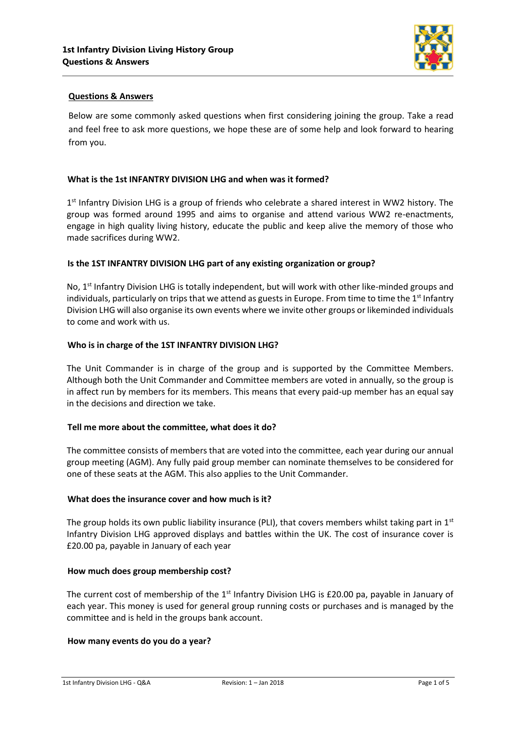## Questions & Answers

Below are some commonly asked questions when first considering joining the group. Take a read and feel free to ask more questions, we hope these are of some help and look forward to hearing from you.

### What is the 1st INFANTRY DIVISION LHG and when was it formed?

1st Infantry Division LHG is a group of friends who celebrate a shared interest in WW2 history. The group was formed around 1995 and aims to organise and attend various WW2 re-enactments, engage in high quality living history, educate the public and keep alive the memory of those who made sacrifices during WW2.

### Is the 1ST INFANTRY DIVISION LHG part of any existing organization or group?

No, 1st Infantry Division LHG is totally independent, but will work with other like-minded groups and individuals, particularly on trips that we attend as guests in Europe. From time to time the 1st Infantry Division LHG will also organise its own events where we invite other groups or likeminded individuals to come and work with us.

### Who is in charge of the 1ST INFANTRY DIVISION LHG?

The Unit Commander is in charge of the group and is supported by the Committee Members. Although both the Unit Commander and Committee members are voted in annually, so the group is in affect run by members for its members. This means that every paid-up member has an equal say in the decisions and direction we take.

### Tell me more about the committee, what does it do?

The committee consists of members that are voted into the committee, each year during our annual group meeting (AGM). Any fully paid group member can nominate themselves to be considered for one of these seats at the AGM. This also applies to the Unit Commander.

### What does the insurance cover and how much is it?

The group holds its own public liability insurance (PLI), that covers members whilst taking part in 1st Infantry Division LHG approved displays and battles within the UK. The cost of insurance cover is £20.00 pa, payable in January of each year

### How much does group membership cost?

The current cost of membership of the 1st Infantry Division LHG is £20.00 pa, payable in January of each year. This money is used for general group running costs or purchases and is managed by the committee and is held in the groups bank account.

### How many events do you do a year?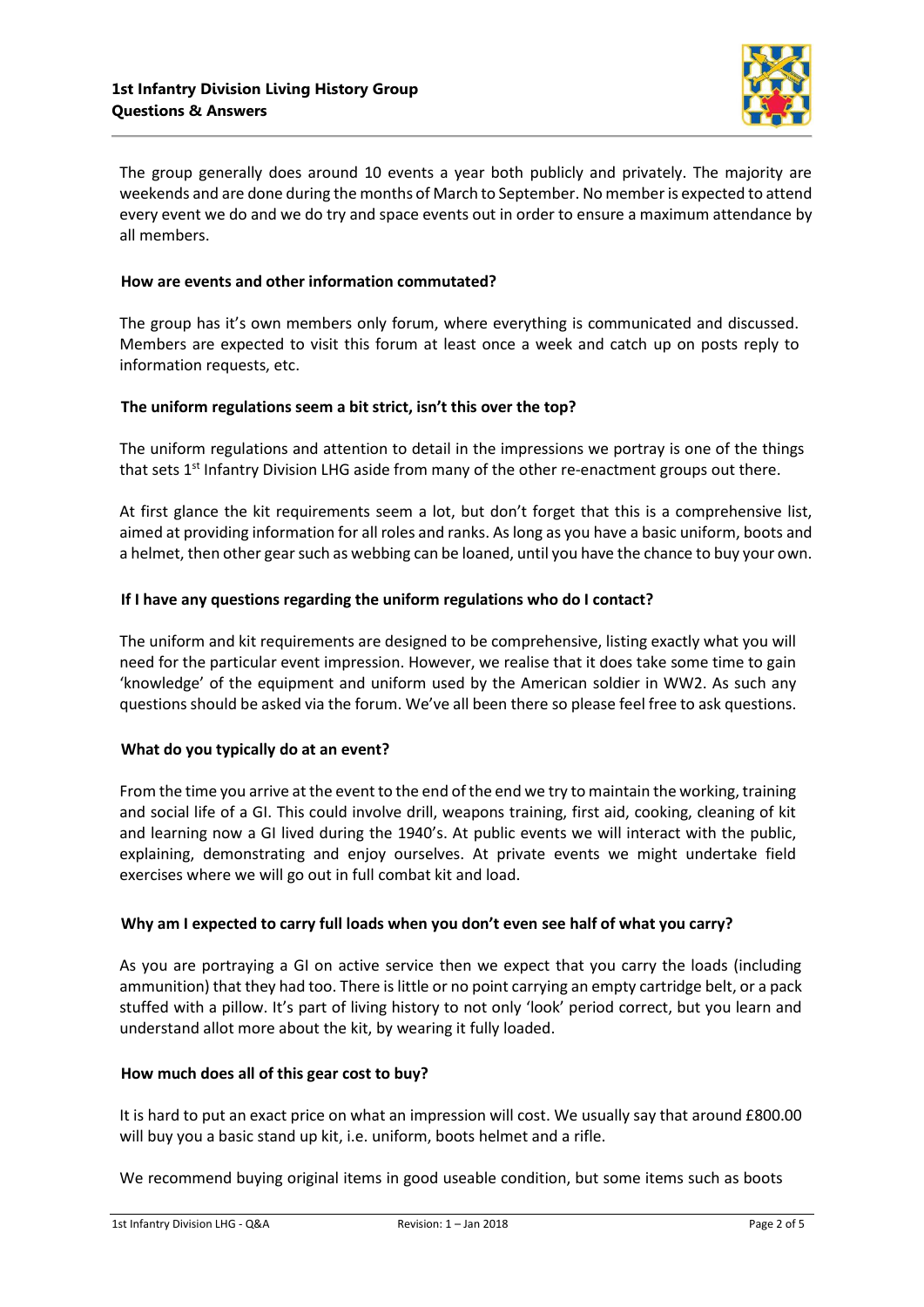The group generally does around 10 events a year both publicly and privately. The majority are weekends and are done during the months of March to September. No member is expected to attend every event we do and we do try and space events out in order to ensure a maximum attendance by all members.

**How are events and other information commutated?**

The group has it's own members only forum, where everything is communicated and discussed. Members are expected to visit this forum at least once a week and catch up on posts reply to information requests, etc.

**The uniform regulations seem a bit strict, isn't this over the top?**

The uniform regulations and attention to detail in the impressions we portray is one of the things that sets 1st Infantry Division LHG aside from many of the other re-enactment groups out there.

At first glance the kit requirements seem a lot, but don't forget that this is a comprehensive list, aimed at providing information for all roles and ranks. As long as you have a basic uniform, boots and a helmet, then other gear such as webbing can be loaned, until you have the chance to buy your own.

**If I have any questions regarding the uniform regulations who do I contact?**

The uniform and kit requirements are designed to be comprehensive, listing exactly what you will need for the particular event impression. However, we realise that it does take some time to gain 'knowledge' of the equipment and uniform used by the American soldier in WW2. As such any questions should be asked via the forum. We've all been there so please feel free to ask questions.

**What do you typically do at an event?**

From the time you arrive at the event to the end of the end we try to maintain the working, training and social life of a GI. This could involve drill, weapons training, first aid, cooking, cleaning of kit and learning now a GI lived during the 1940's. At public events we will interact with the public, explaining, demonstrating and enjoy ourselves. At private events we might undertake field exercises where we will go out in full combat kit and load.

**Why am I expected to carry full loads when you don't even see half of what you carry?**

As you are portraying a GI on active service then we expect that you carry the loads (including ammunition) that they had too. There is little or no point carrying an empty cartridge belt, or a pack stuffed with a pillow. It's part of living history to not only 'look' period correct, but you learn and understand allot more about the kit, by wearing it fully loaded.

**How much does all of this gear cost to buy?**

It is hard to put an exact price on what an impression will cost. We usually say that around £800.00 will buy you a basic stand up kit, i.e. uniform, boots helmet and a rifle.

We recommend buying original items in good useable condition, but some items such as boots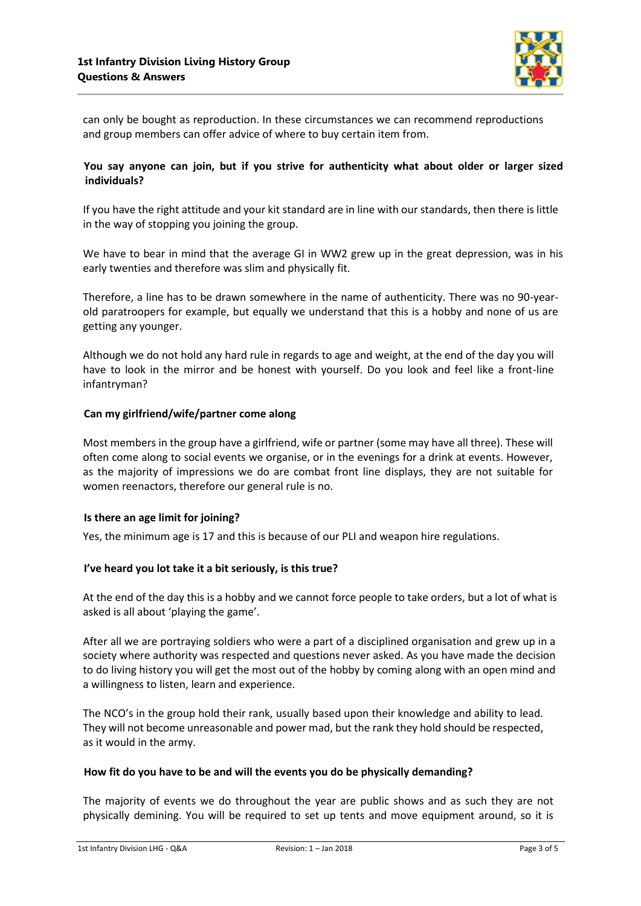can only be bought as reproduction. In these circumstances we can recommend reproductions and group members can offer advice of where to buy certain item from.

**You say anyone can join, but if you strive for authenticity what about older or larger sized individuals?**

If you have the right attitude and your kit standard are in line with our standards, then there is little in the way of stopping you joining the group.

We have to bear in mind that the average GI in WW2 grew up in the great depression, was in his early twenties and therefore was slim and physically fit.

Therefore, a line has to be drawn somewhere in the name of authenticity. There was no 90-year-old paratroopers for example, but equally we understand that this is a hobby and none of us are getting any younger.

Although we do not hold any hard rule in regards to age and weight, at the end of the day you will have to look in the mirror and be honest with yourself. Do you look and feel like a front-line infantryman?

**Can my girlfriend/wife/partner come along**

Most members in the group have a girlfriend, wife or partner (some may have all three). These will often come along to social events we organise, or in the evenings for a drink at events. However, as the majority of impressions we do are combat front line displays, they are not suitable for women reenactors, therefore our general rule is no.

**Is there an age limit for joining?**

Yes, the minimum age is 17 and this is because of our PLI and weapon hire regulations.

**I've heard you lot take it a bit seriously, is this true?**

At the end of the day this is a hobby and we cannot force people to take orders, but a lot of what is asked is all about 'playing the game'.

After all we are portraying soldiers who were a part of a disciplined organisation and grew up in a society where authority was respected and questions never asked. As you have made the decision to do living history you will get the most out of the hobby by coming along with an open mind and a willingness to listen, learn and experience.

The NCO's in the group hold their rank, usually based upon their knowledge and ability to lead. They will not become unreasonable and power mad, but the rank they hold should be respected, as it would in the army.

**How fit do you have to be and will the events you do be physically demanding?**

The majority of events we do throughout the year are public shows and as such they are not physically demining. You will be required to set up tents and move equipment around, so it is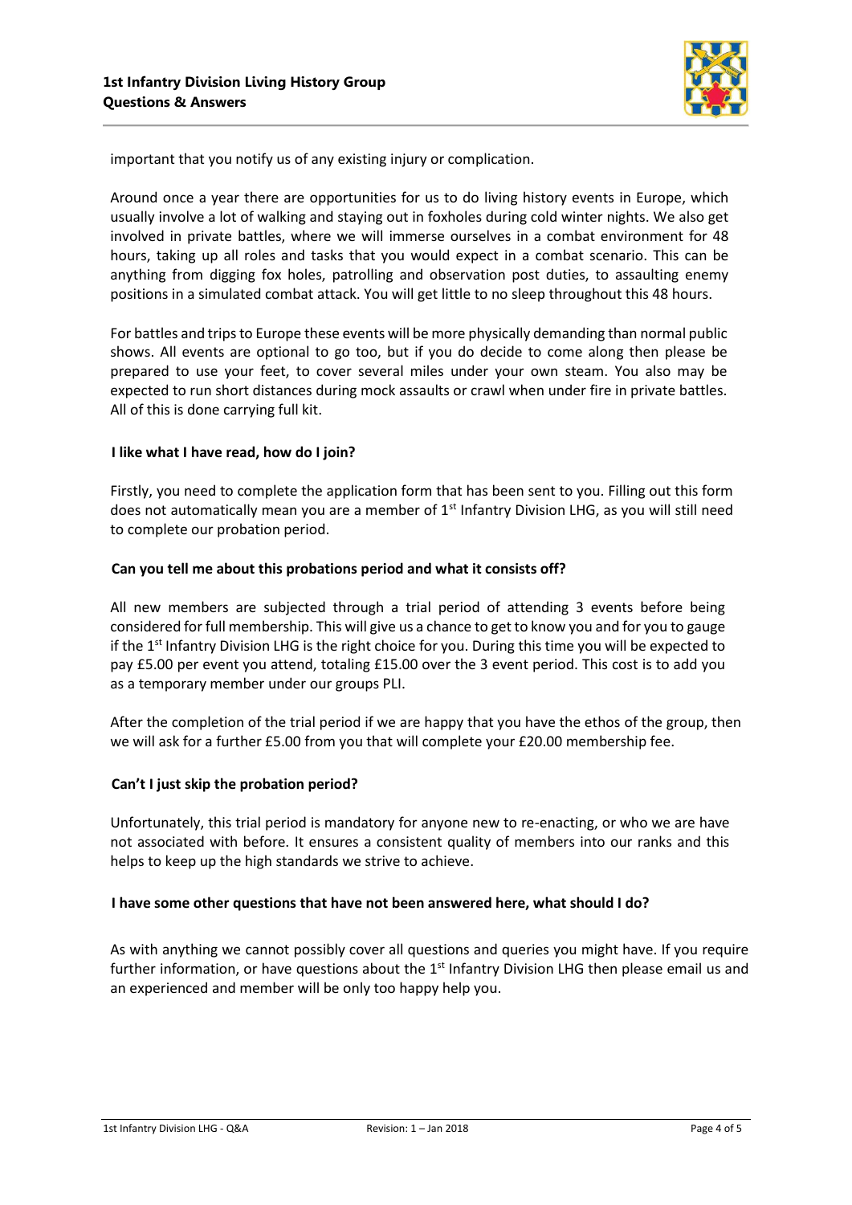important that you notify us of any existing injury or complication.

Around once a year there are opportunities for us to do living history events in Europe, which usually involve a lot of walking and staying out in foxholes during cold winter nights. We also get involved in private battles, where we will immerse ourselves in a combat environment for 48 hours, taking up all roles and tasks that you would expect in a combat scenario. This can be anything from digging fox holes, patrolling and observation post duties, to assaulting enemy positions in a simulated combat attack. You will get little to no sleep throughout this 48 hours.

For battles and trips to Europe these events will be more physically demanding than normal public shows. All events are optional to go too, but if you do decide to come along then please be prepared to use your feet, to cover several miles under your own steam. You also may be expected to run short distances during mock assaults or crawl when under fire in private battles. All of this is done carrying full kit.

**I like what I have read, how do I join?**

Firstly, you need to complete the application form that has been sent to you. Filling out this form does not automatically mean you are a member of 1st Infantry Division LHG, as you will still need to complete our probation period.

**Can you tell me about this probations period and what it consists off?**

All new members are subjected through a trial period of attending 3 events before being considered for full membership. This will give us a chance to get to know you and for you to gauge if the 1st Infantry Division LHG is the right choice for you. During this time you will be expected to pay £5.00 per event you attend, totaling £15.00 over the 3 event period. This cost is to add you as a temporary member under our groups PLI.

After the completion of the trial period if we are happy that you have the ethos of the group, then we will ask for a further £5.00 from you that will complete your £20.00 membership fee.

**Can't I just skip the probation period?**

Unfortunately, this trial period is mandatory for anyone new to re-enacting, or who we are have not associated with before. It ensures a consistent quality of members into our ranks and this helps to keep up the high standards we strive to achieve.

**I have some other questions that have not been answered here, what should I do?**

As with anything we cannot possibly cover all questions and queries you might have. If you require further information, or have questions about the 1st Infantry Division LHG then please email us and an experienced and member will be only too happy help you.